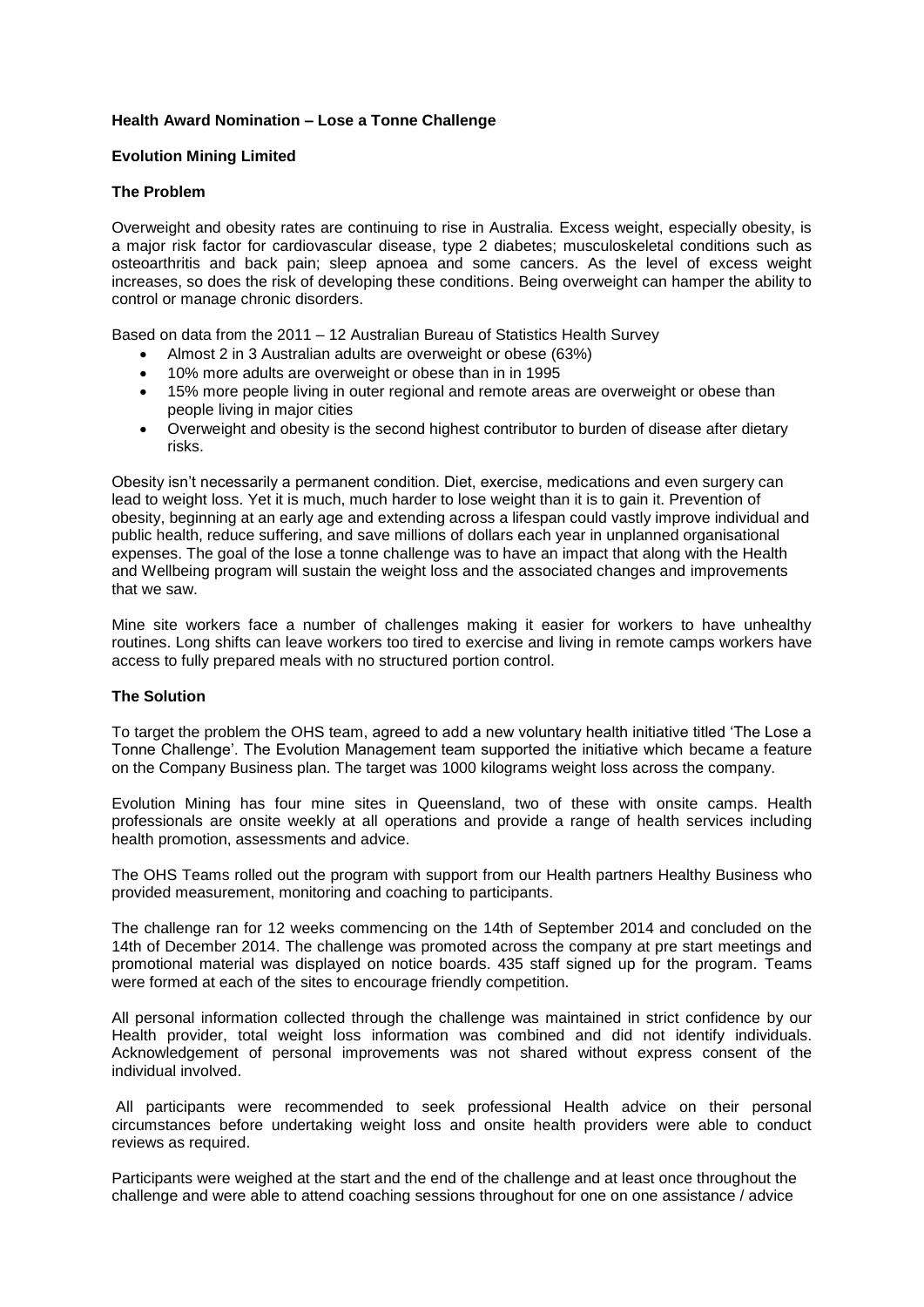**Health Award Nomination – Lose a Tonne Challenge**

**Evolution Mining Limited**

**The Problem**

Overweight and obesity rates are continuing to rise in Australia. Excess weight, especially obesity, is a major risk factor for cardiovascular disease, type 2 diabetes; musculoskeletal conditions such as osteoarthritis and back pain; sleep apnoea and some cancers. As the level of excess weight increases, so does the risk of developing these conditions. Being overweight can hamper the ability to control or manage chronic disorders.

Based on data from the 2011 – 12 Australian Bureau of Statistics Health Survey

- Almost 2 in 3 Australian adults are overweight or obese (63%)
- 10% more adults are overweight or obese than in in 1995
- 15% more people living in outer regional and remote areas are overweight or obese than people living in major cities
- Overweight and obesity is the second highest contributor to burden of disease after dietary risks.

Obesity isn't necessarily a permanent condition. Diet, exercise, medications and even surgery can lead to weight loss. Yet it is much, much harder to lose weight than it is to gain it. Prevention of obesity, beginning at an early age and extending across a lifespan could vastly improve individual and public health, reduce suffering, and save millions of dollars each year in unplanned organisational expenses. The goal of the lose a tonne challenge was to have an impact that along with the Health and Wellbeing program will sustain the weight loss and the associated changes and improvements that we saw.

Mine site workers face a number of challenges making it easier for workers to have unhealthy routines. Long shifts can leave workers too tired to exercise and living in remote camps workers have access to fully prepared meals with no structured portion control.

**The Solution**

To target the problem the OHS team, agreed to add a new voluntary health initiative titled 'The Lose a Tonne Challenge'. The Evolution Management team supported the initiative which became a feature on the Company Business plan. The target was 1000 kilograms weight loss across the company.

Evolution Mining has four mine sites in Queensland, two of these with onsite camps. Health professionals are onsite weekly at all operations and provide a range of health services including health promotion, assessments and advice.

The OHS Teams rolled out the program with support from our Health partners Healthy Business who provided measurement, monitoring and coaching to participants.

The challenge ran for 12 weeks commencing on the 14th of September 2014 and concluded on the 14th of December 2014. The challenge was promoted across the company at pre start meetings and promotional material was displayed on notice boards. 435 staff signed up for the program. Teams were formed at each of the sites to encourage friendly competition.

All personal information collected through the challenge was maintained in strict confidence by our Health provider, total weight loss information was combined and did not identify individuals. Acknowledgement of personal improvements was not shared without express consent of the individual involved.

All participants were recommended to seek professional Health advice on their personal circumstances before undertaking weight loss and onsite health providers were able to conduct reviews as required.

Participants were weighed at the start and the end of the challenge and at least once throughout the challenge and were able to attend coaching sessions throughout for one on one assistance / advice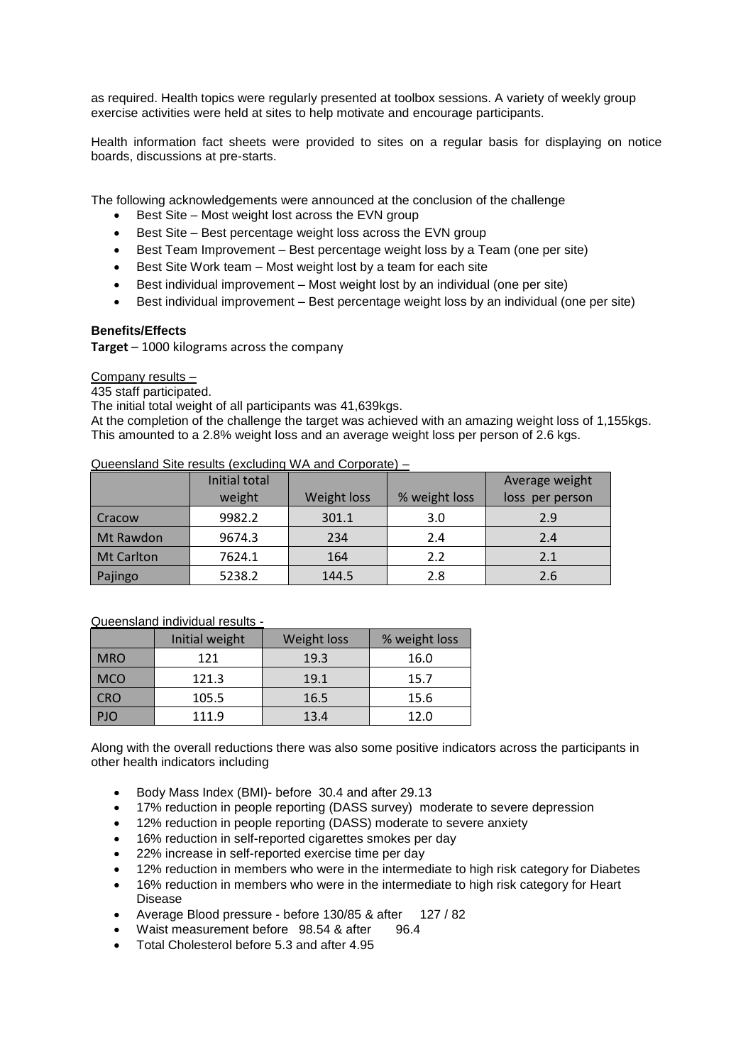as required. Health topics were regularly presented at toolbox sessions. A variety of weekly group exercise activities were held at sites to help motivate and encourage participants.

Health information fact sheets were provided to sites on a regular basis for displaying on notice boards, discussions at pre-starts.

The following acknowledgements were announced at the conclusion of the challenge

- Best Site – Most weight lost across the EVN group
- Best Site – Best percentage weight loss across the EVN group
- Best Team Improvement – Best percentage weight loss by a Team (one per site)
- Best Site Work team – Most weight lost by a team for each site
- Best individual improvement – Most weight lost by an individual (one per site)
- Best individual improvement – Best percentage weight loss by an individual (one per site)

**Benefits/Effects**

**Target** – 1000 kilograms across the company

Company results –

435 staff participated.

The initial total weight of all participants was 41,639kgs.

At the completion of the challenge the target was achieved with an amazing weight loss of 1,155kgs. This amounted to a 2.8% weight loss and an average weight loss per person of 2.6 kgs.

Queensland Site results (excluding WA and Corporate) –

| | Initial total weight | Weight loss | % weight loss | Average weight loss per person |
|---|---|---|---|---|
| Cracow | 9982.2 | 301.1 | 3.0 | 2.9 |
| Mt Rawdon | 9674.3 | 234 | 2.4 | 2.4 |
| Mt Carlton | 7624.1 | 164 | 2.2 | 2.1 |
| Pajingo | 5238.2 | 144.5 | 2.8 | 2.6 |

Queensland individual results -

| | Initial weight | Weight loss | % weight loss |
|---|---|---|---|
| MRO | 121 | 19.3 | 16.0 |
| MCO | 121.3 | 19.1 | 15.7 |
| CRO | 105.5 | 16.5 | 15.6 |
| PJO | 111.9 | 13.4 | 12.0 |

Along with the overall reductions there was also some positive indicators across the participants in other health indicators including

- Body Mass Index (BMI)- before 30.4 and after 29.13
- 17% reduction in people reporting (DASS survey) moderate to severe depression
- 12% reduction in people reporting (DASS) moderate to severe anxiety
- 16% reduction in self-reported cigarettes smokes per day
- 22% increase in self-reported exercise time per day
- 12% reduction in members who were in the intermediate to high risk category for Diabetes
- 16% reduction in members who were in the intermediate to high risk category for Heart Disease
- Average Blood pressure - before 130/85 & after 127 / 82
- Waist measurement before 98.54 & after 96.4
- Total Cholesterol before 5.3 and after 4.95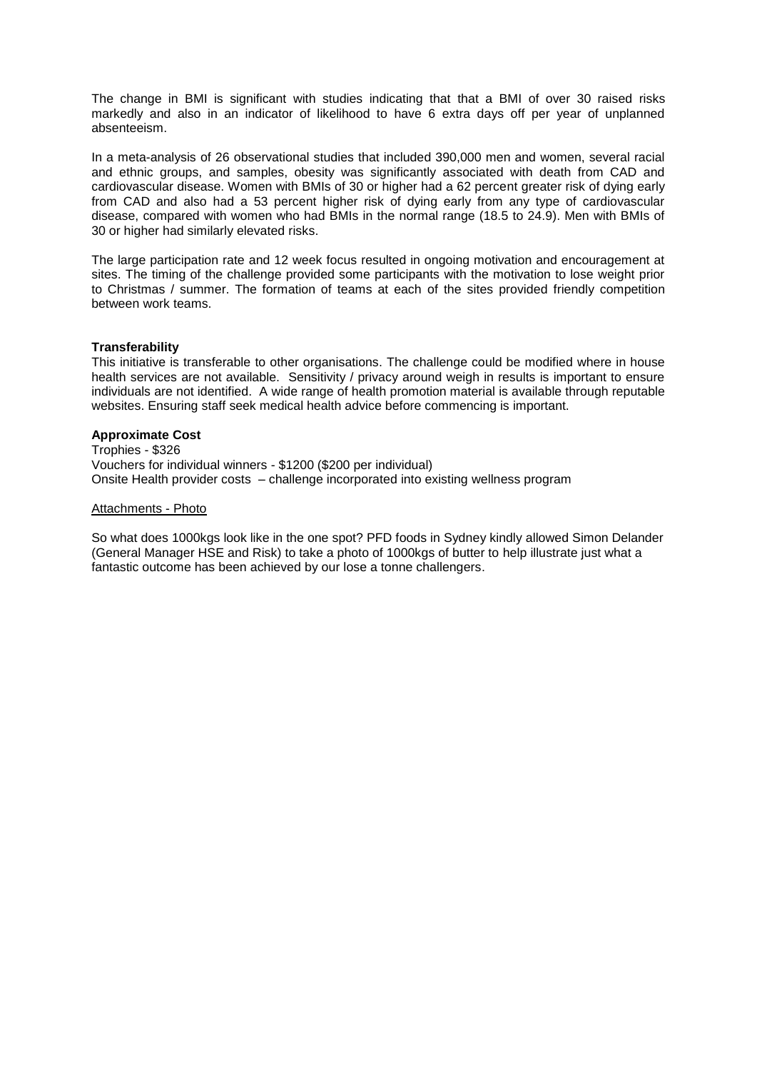The change in BMI is significant with studies indicating that that a BMI of over 30 raised risks markedly and also in an indicator of likelihood to have 6 extra days off per year of unplanned absenteeism.

In a meta-analysis of 26 observational studies that included 390,000 men and women, several racial and ethnic groups, and samples, obesity was significantly associated with death from CAD and cardiovascular disease. Women with BMIs of 30 or higher had a 62 percent greater risk of dying early from CAD and also had a 53 percent higher risk of dying early from any type of cardiovascular disease, compared with women who had BMIs in the normal range (18.5 to 24.9). Men with BMIs of 30 or higher had similarly elevated risks.

The large participation rate and 12 week focus resulted in ongoing motivation and encouragement at sites. The timing of the challenge provided some participants with the motivation to lose weight prior to Christmas / summer. The formation of teams at each of the sites provided friendly competition between work teams.

**Transferability**

This initiative is transferable to other organisations. The challenge could be modified where in house health services are not available. Sensitivity / privacy around weigh in results is important to ensure individuals are not identified. A wide range of health promotion material is available through reputable websites. Ensuring staff seek medical health advice before commencing is important.

**Approximate Cost**

Trophies - $326
Vouchers for individual winners - $1200 ($200 per individual)
Onsite Health provider costs – challenge incorporated into existing wellness program

Attachments - Photo

So what does 1000kgs look like in the one spot? PFD foods in Sydney kindly allowed Simon Delander (General Manager HSE and Risk) to take a photo of 1000kgs of butter to help illustrate just what a fantastic outcome has been achieved by our lose a tonne challengers.